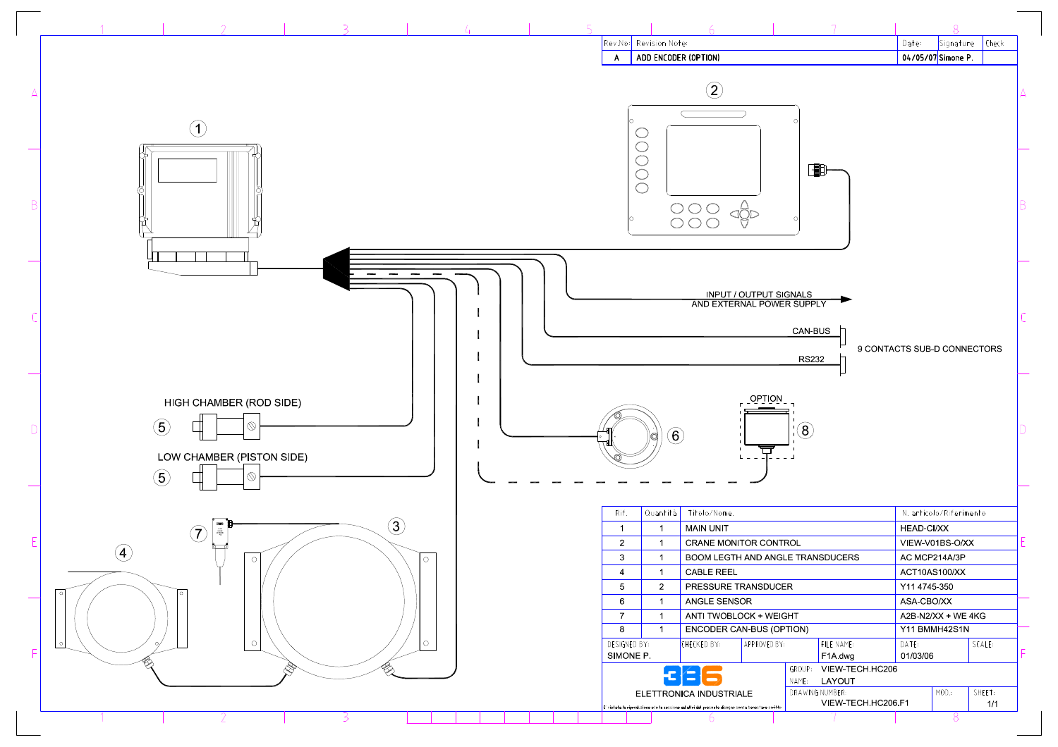| Rev.No: | Revision Note: | Date: | Signature | Check |
|---|---|---|---|---|
| A | ADD ENCODER (OPTION) | 04/05/07 | Simone P. | |

INPUT / OUTPUT SIGNALS AND EXTERNAL POWER SUPPLY

CAN-BUS

RS232

9 CONTACTS SUB-D CONNECTORS

HIGH CHAMBER (ROD SIDE)

LOW CHAMBER (PISTON SIDE)

OPTION

| Rif. | Quantità | Titolo/Nome | N. articolo/Riferimento |
|---|---|---|---|
| 1 | 1 | MAIN UNIT | HEAD-CI/XX |
| 2 | 1 | CRANE MONITOR CONTROL | VIEW-V01BS-O/XX |
| 3 | 1 | BOOM LEGTH AND ANGLE TRANSDUCERS | AC MCP214A/3P |
| 4 | 1 | CABLE REEL | ACT10AS100/XX |
| 5 | 2 | PRESSURE TRANSDUCER | Y11 4745-350 |
| 6 | 1 | ANGLE SENSOR | ASA-CBO/XX |
| 7 | 1 | ANTI TWOBLOCK + WEIGHT | A2B-N2/XX + WE 4KG |
| 8 | 1 | ENCODER CAN-BUS (OPTION) | Y11 BMMH42S1N |

| DESIGNED BY: | CHECKED BY: | APPROVED BY: | FILE NAME: | DATE: | SCALE: |
|---|---|---|---|---|---|
| SIMONE P. | | | F1A.dwg | 01/03/06 | |

3B6 ELETTRONICA INDUSTRIALE

GROUP: VIEW-TECH.HC206

NAME: LAYOUT

DRAWING NUMBER: VIEW-TECH.HC206.F1

MOD.:

SHEET: 1/1

È vietata la riproduzione o la cessione ad altri del presente disegno senza benestare scritto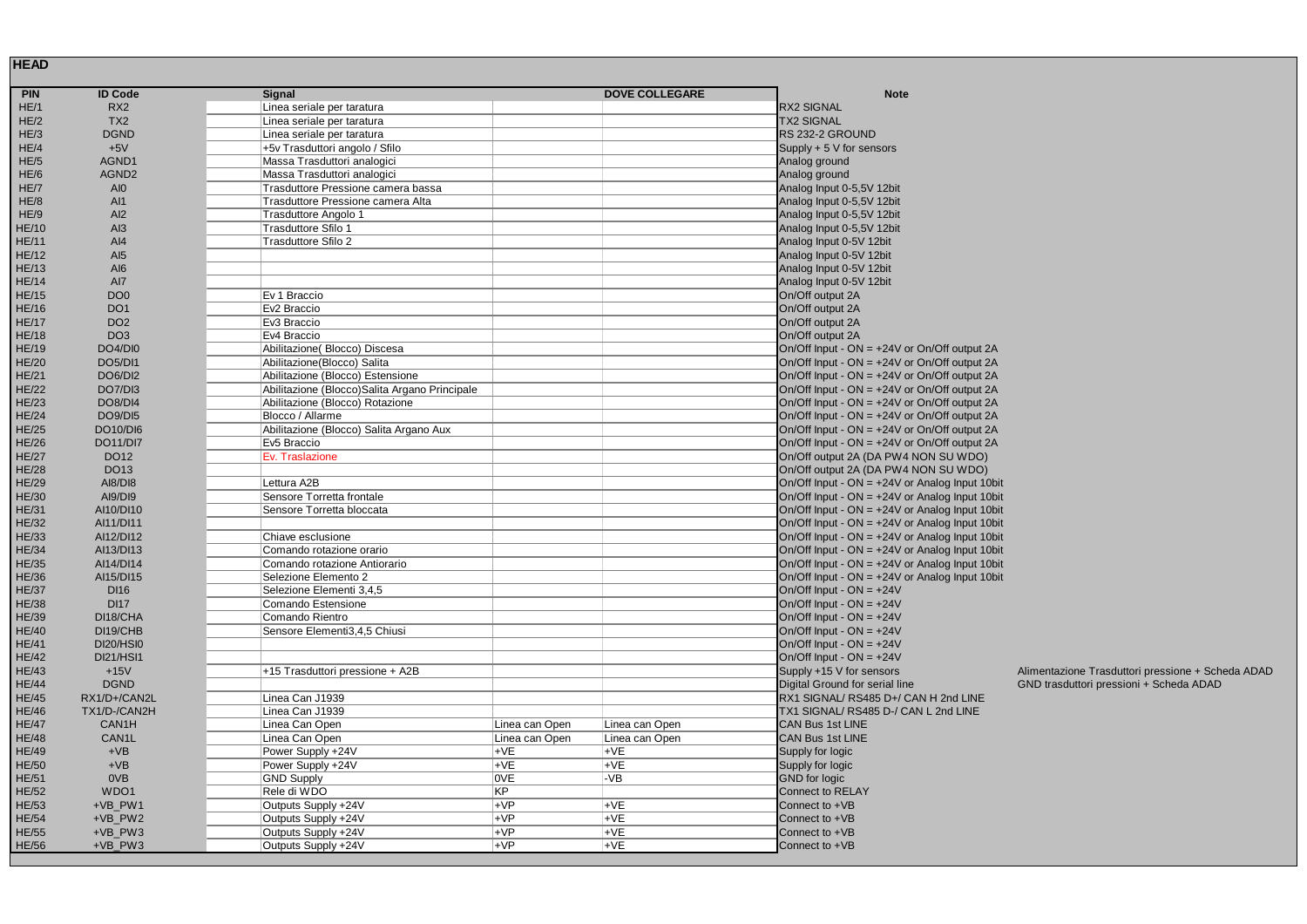**HEAD**

| PIN | ID Code | Signal | | DOVE COLLEGARE | Note | |
|---|---|---|---|---|---|---|
| HE/1 | RX2 | Linea seriale per taratura | | | RX2 SIGNAL | |
| HE/2 | TX2 | Linea seriale per taratura | | | TX2 SIGNAL | |
| HE/3 | DGND | Linea seriale per taratura | | | RS 232-2 GROUND | |
| HE/4 | +5V | +5v Trasduttori angolo / Sfilo | | | Supply + 5 V for sensors | |
| HE/5 | AGND1 | Massa Trasduttori analogici | | | Analog ground | |
| HE/6 | AGND2 | Massa Trasduttori analogici | | | Analog ground | |
| HE/7 | AI0 | Trasduttore Pressione camera bassa | | | Analog Input 0-5,5V 12bit | |
| HE/8 | AI1 | Trasduttore Pressione camera Alta | | | Analog Input 0-5,5V 12bit | |
| HE/9 | AI2 | Trasduttore Angolo 1 | | | Analog Input 0-5,5V 12bit | |
| HE/10 | AI3 | Trasduttore Sfilo 1 | | | Analog Input 0-5,5V 12bit | |
| HE/11 | AI4 | Trasduttore Sfilo 2 | | | Analog Input 0-5V 12bit | |
| HE/12 | AI5 | | | | Analog Input 0-5V 12bit | |
| HE/13 | AI6 | | | | Analog Input 0-5V 12bit | |
| HE/14 | AI7 | | | | Analog Input 0-5V 12bit | |
| HE/15 | DO0 | Ev 1 Braccio | | | On/Off output 2A | |
| HE/16 | DO1 | Ev2 Braccio | | | On/Off output 2A | |
| HE/17 | DO2 | Ev3 Braccio | | | On/Off output 2A | |
| HE/18 | DO3 | Ev4 Braccio | | | On/Off output 2A | |
| HE/19 | DO4/DI0 | Abilitazione( Blocco) Discesa | | | On/Off Input - ON = +24V or On/Off output 2A | |
| HE/20 | DO5/DI1 | Abilitazione(Blocco) Salita | | | On/Off Input - ON = +24V or On/Off output 2A | |
| HE/21 | DO6/DI2 | Abilitazione (Blocco) Estensione | | | On/Off Input - ON = +24V or On/Off output 2A | |
| HE/22 | DO7/DI3 | Abilitazione (Blocco)Salita Argano Principale | | | On/Off Input - ON = +24V or On/Off output 2A | |
| HE/23 | DO8/DI4 | Abilitazione (Blocco) Rotazione | | | On/Off Input - ON = +24V or On/Off output 2A | |
| HE/24 | DO9/DI5 | Blocco / Allarme | | | On/Off Input - ON = +24V or On/Off output 2A | |
| HE/25 | DO10/DI6 | Abilitazione (Blocco) Salita Argano Aux | | | On/Off Input - ON = +24V or On/Off output 2A | |
| HE/26 | DO11/DI7 | Ev5 Braccio | | | On/Off Input - ON = +24V or On/Off output 2A | |
| HE/27 | DO12 | Ev. Traslazione | | | On/Off output 2A (DA PW4 NON SU WDO) | |
| HE/28 | DO13 | | | | On/Off output 2A (DA PW4 NON SU WDO) | |
| HE/29 | AI8/DI8 | Lettura A2B | | | On/Off Input - ON = +24V or Analog Input 10bit | |
| HE/30 | AI9/DI9 | Sensore Torretta frontale | | | On/Off Input - ON = +24V or Analog Input 10bit | |
| HE/31 | AI10/DI10 | Sensore Torretta bloccata | | | On/Off Input - ON = +24V or Analog Input 10bit | |
| HE/32 | AI11/DI11 | | | | On/Off Input - ON = +24V or Analog Input 10bit | |
| HE/33 | AI12/DI12 | Chiave esclusione | | | On/Off Input - ON = +24V or Analog Input 10bit | |
| HE/34 | AI13/DI13 | Comando rotazione orario | | | On/Off Input - ON = +24V or Analog Input 10bit | |
| HE/35 | AI14/DI14 | Comando rotazione Antiorario | | | On/Off Input - ON = +24V or Analog Input 10bit | |
| HE/36 | AI15/DI15 | Selezione Elemento 2 | | | On/Off Input - ON = +24V or Analog Input 10bit | |
| HE/37 | DI16 | Selezione Elementi 3,4,5 | | | On/Off Input - ON = +24V | |
| HE/38 | DI17 | Comando Estensione | | | On/Off Input - ON = +24V | |
| HE/39 | DI18/CHA | Comando Rientro | | | On/Off Input - ON = +24V | |
| HE/40 | DI19/CHB | Sensore Elementi3,4,5 Chiusi | | | On/Off Input - ON = +24V | |
| HE/41 | DI20/HSI0 | | | | On/Off Input - ON = +24V | |
| HE/42 | DI21/HSI1 | | | | On/Off Input - ON = +24V | |
| HE/43 | +15V | +15 Trasduttori pressione + A2B | | | Supply +15 V for sensors | Alimentazione Trasduttori pressione + Scheda ADAD |
| HE/44 | DGND | | | | Digital Ground for serial line | GND trasduttori pressioni + Scheda ADAD |
| HE/45 | RX1/D+/CAN2L | Linea Can J1939 | | | RX1 SIGNAL/ RS485 D+/ CAN H 2nd LINE | |
| HE/46 | TX1/D-/CAN2H | Linea Can J1939 | | | TX1 SIGNAL/ RS485 D-/ CAN L 2nd LINE | |
| HE/47 | CAN1H | Linea Can Open | Linea can Open | Linea can Open | CAN Bus 1st LINE | |
| HE/48 | CAN1L | Linea Can Open | Linea can Open | Linea can Open | CAN Bus 1st LINE | |
| HE/49 | +VB | Power Supply +24V | +VE | +VE | Supply for logic | |
| HE/50 | +VB | Power Supply +24V | +VE | +VE | Supply for logic | |
| HE/51 | 0VB | GND Supply | 0VE | -VB | GND for logic | |
| HE/52 | WDO1 | Rele di WDO | KP | | Connect to RELAY | |
| HE/53 | +VB_PW1 | Outputs Supply +24V | +VP | +VE | Connect to +VB | |
| HE/54 | +VB_PW2 | Outputs Supply +24V | +VP | +VE | Connect to +VB | |
| HE/55 | +VB_PW3 | Outputs Supply +24V | +VP | +VE | Connect to +VB | |
| HE/56 | +VB_PW3 | Outputs Supply +24V | +VP | +VE | Connect to +VB | |